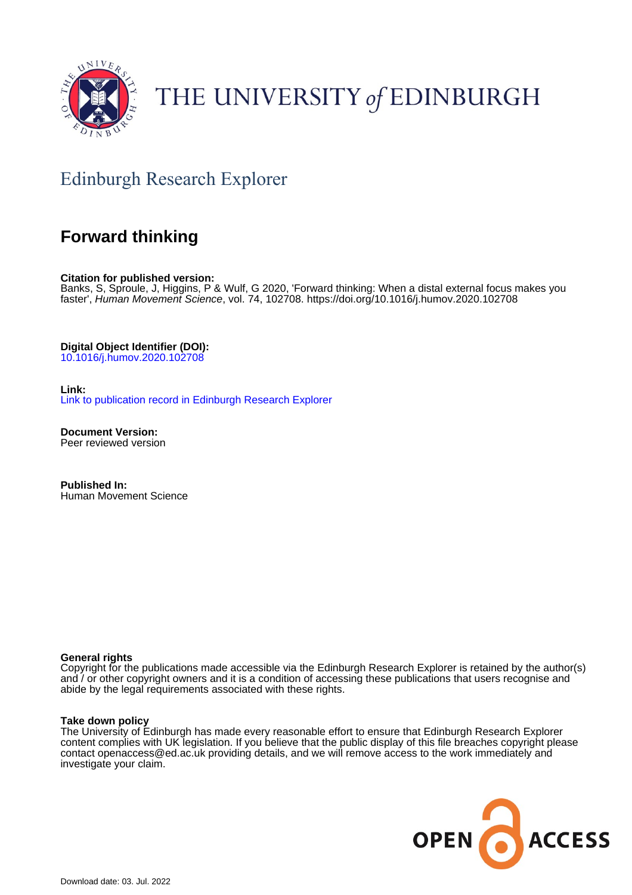# THE UNIVERSITY of EDINBURGH

## Edinburgh Research Explorer

# Forward thinking

**Citation for published version:**
Banks, S, Sproule, J, Higgins, P & Wulf, G 2020, 'Forward thinking: When a distal external focus makes you faster', *Human Movement Science*, vol. 74, 102708. https://doi.org/10.1016/j.humov.2020.102708

**Digital Object Identifier (DOI):**
10.1016/j.humov.2020.102708

**Link:**
Link to publication record in Edinburgh Research Explorer

**Document Version:**
Peer reviewed version

**Published In:**
Human Movement Science

**General rights**
Copyright for the publications made accessible via the Edinburgh Research Explorer is retained by the author(s) and / or other copyright owners and it is a condition of accessing these publications that users recognise and abide by the legal requirements associated with these rights.

**Take down policy**
The University of Edinburgh has made every reasonable effort to ensure that Edinburgh Research Explorer content complies with UK legislation. If you believe that the public display of this file breaches copyright please contact openaccess@ed.ac.uk providing details, and we will remove access to the work immediately and investigate your claim.

Download date: 03. Jul. 2022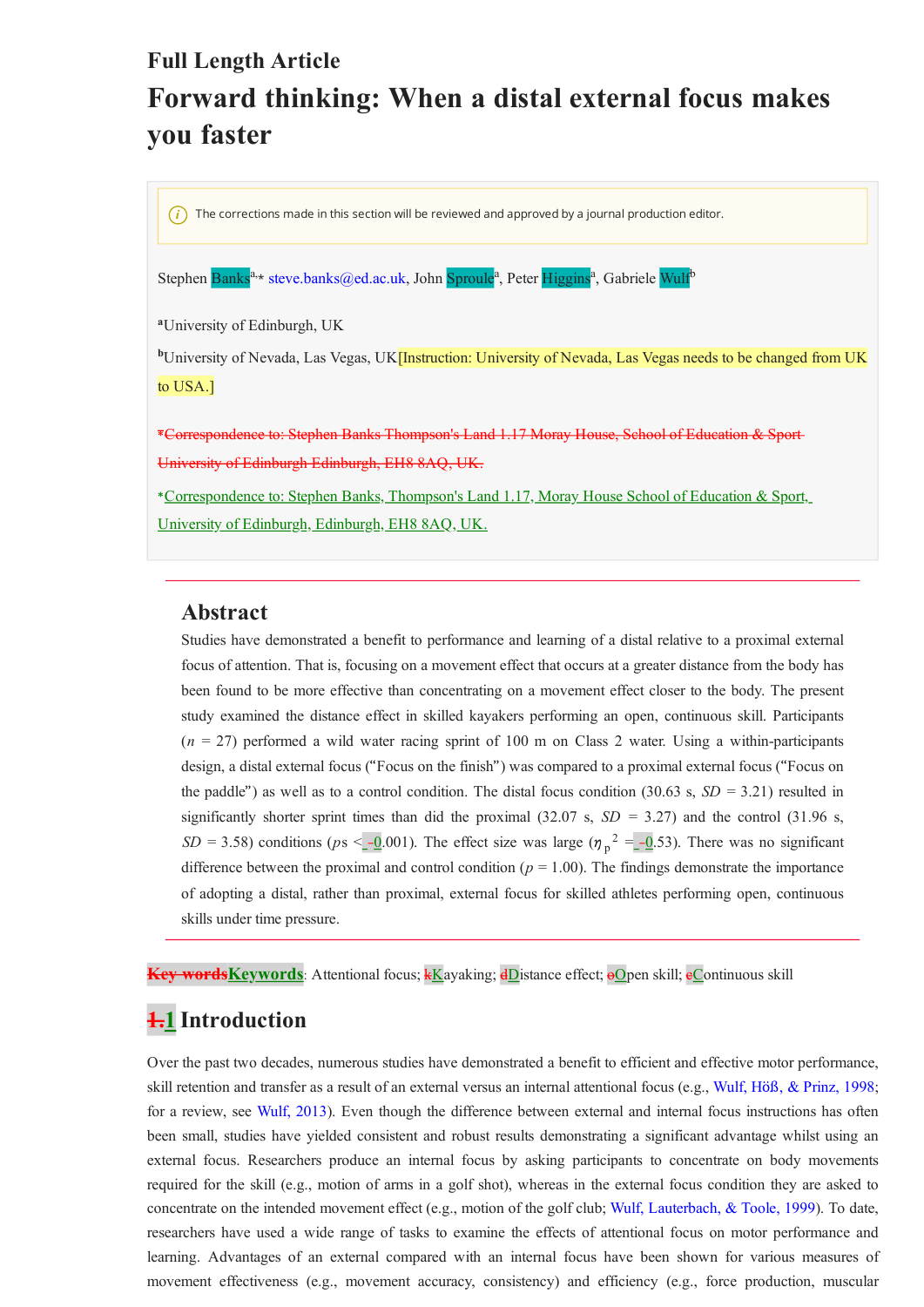Full Length Article

# Forward thinking: When a distal external focus makes you faster

The corrections made in this section will be reviewed and approved by a journal production editor.

Stephen Banks[a,*] steve.banks@ed.ac.uk, John Sproule[a], Peter Higgins[a], Gabriele Wulf[b]

[a]University of Edinburgh, UK

[b]University of Nevada, Las Vegas, UK[Instruction: University of Nevada, Las Vegas needs to be changed from UK to USA.]

~~*Correspondence to: Stephen Banks Thompson's Land 1.17 Moray House, School of Education & Sport University of Edinburgh Edinburgh, EH8 8AQ, UK.~~

*Correspondence to: Stephen Banks, Thompson's Land 1.17, Moray House School of Education & Sport, University of Edinburgh, Edinburgh, EH8 8AQ, UK.

## Abstract

Studies have demonstrated a benefit to performance and learning of a distal relative to a proximal external focus of attention. That is, focusing on a movement effect that occurs at a greater distance from the body has been found to be more effective than concentrating on a movement effect closer to the body. The present study examined the distance effect in skilled kayakers performing an open, continuous skill. Participants ($n$ = 27) performed a wild water racing sprint of 100 m on Class 2 water. Using a within-participants design, a distal external focus ("Focus on the finish") was compared to a proximal external focus ("Focus on the paddle") as well as to a control condition. The distal focus condition (30.63 s, $SD$ = 3.21) resulted in significantly shorter sprint times than did the proximal (32.07 s, $SD$ = 3.27) and the control (31.96 s, $SD$ = 3.58) conditions ($ps < 0.001$). The effect size was large ($\eta_p^2 = 0.53$). There was no significant difference between the proximal and control condition ($p$ = 1.00). The findings demonstrate the importance of adopting a distal, rather than proximal, external focus for skilled athletes performing open, continuous skills under time pressure.

~~Key words~~**Keywords**: Attentional focus; ~~k~~Kayaking; ~~d~~Distance effect; ~~o~~Open skill; ~~c~~Continuous skill

## ~~1.~~1 Introduction

Over the past two decades, numerous studies have demonstrated a benefit to efficient and effective motor performance, skill retention and transfer as a result of an external versus an internal attentional focus (e.g., Wulf, Höß, & Prinz, 1998; for a review, see Wulf, 2013). Even though the difference between external and internal focus instructions has often been small, studies have yielded consistent and robust results demonstrating a significant advantage whilst using an external focus. Researchers produce an internal focus by asking participants to concentrate on body movements required for the skill (e.g., motion of arms in a golf shot), whereas in the external focus condition they are asked to concentrate on the intended movement effect (e.g., motion of the golf club; Wulf, Lauterbach, & Toole, 1999). To date, researchers have used a wide range of tasks to examine the effects of attentional focus on motor performance and learning. Advantages of an external compared with an internal focus have been shown for various measures of movement effectiveness (e.g., movement accuracy, consistency) and efficiency (e.g., force production, muscular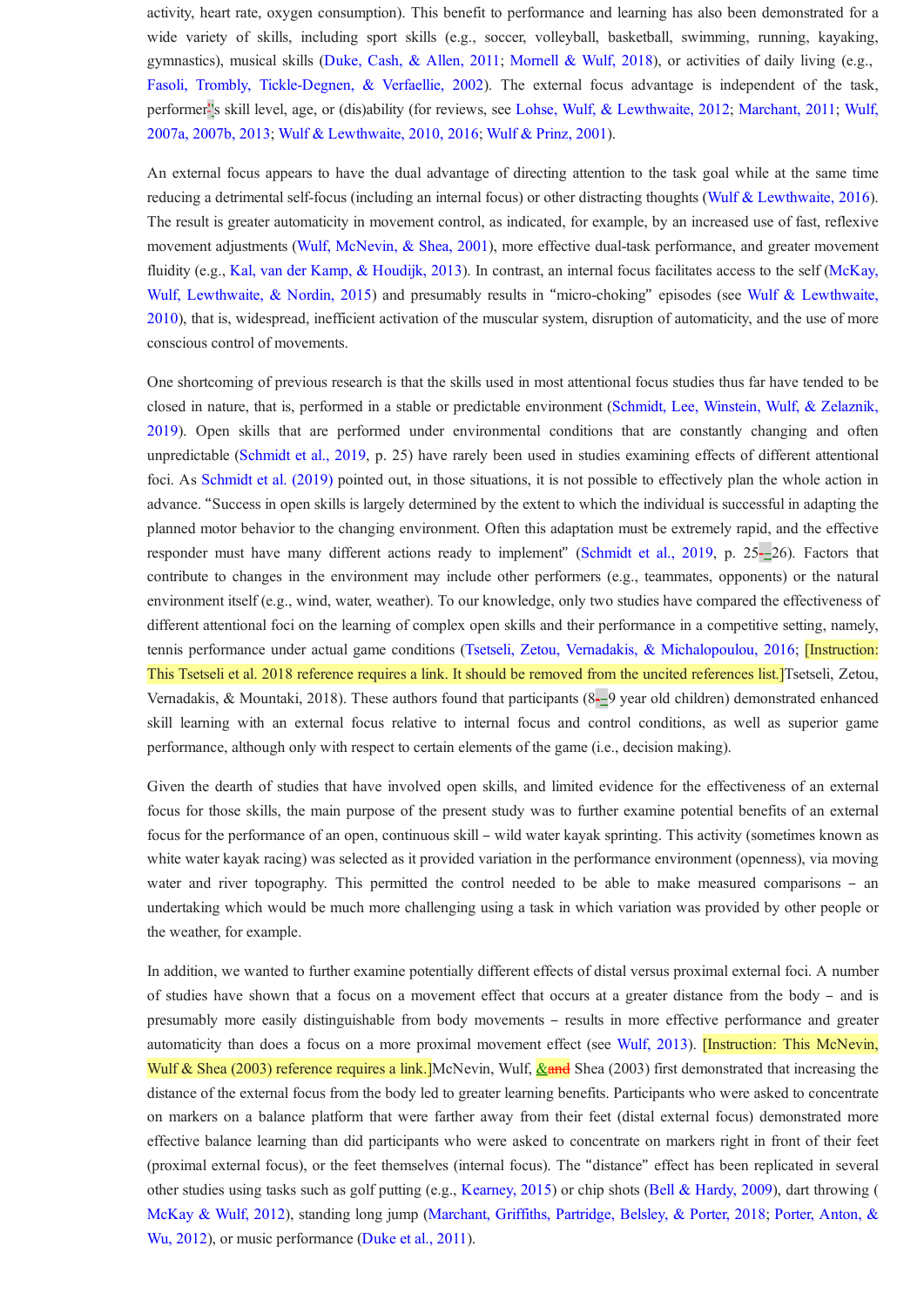activity, heart rate, oxygen consumption). This benefit to performance and learning has also been demonstrated for a wide variety of skills, including sport skills (e.g., soccer, volleyball, basketball, swimming, running, kayaking, gymnastics), musical skills (Duke, Cash, & Allen, 2011; Mornell & Wulf, 2018), or activities of daily living (e.g., Fasoli, Trombly, Tickle-Degnen, & Verfaellie, 2002). The external focus advantage is independent of the task, performer's skill level, age, or (dis)ability (for reviews, see Lohse, Wulf, & Lewthwaite, 2012; Marchant, 2011; Wulf, 2007a, 2007b, 2013; Wulf & Lewthwaite, 2010, 2016; Wulf & Prinz, 2001).

An external focus appears to have the dual advantage of directing attention to the task goal while at the same time reducing a detrimental self-focus (including an internal focus) or other distracting thoughts (Wulf & Lewthwaite, 2016). The result is greater automaticity in movement control, as indicated, for example, by an increased use of fast, reflexive movement adjustments (Wulf, McNevin, & Shea, 2001), more effective dual-task performance, and greater movement fluidity (e.g., Kal, van der Kamp, & Houdijk, 2013). In contrast, an internal focus facilitates access to the self (McKay, Wulf, Lewthwaite, & Nordin, 2015) and presumably results in "micro-choking" episodes (see Wulf & Lewthwaite, 2010), that is, widespread, inefficient activation of the muscular system, disruption of automaticity, and the use of more conscious control of movements.

One shortcoming of previous research is that the skills used in most attentional focus studies thus far have tended to be closed in nature, that is, performed in a stable or predictable environment (Schmidt, Lee, Winstein, Wulf, & Zelaznik, 2019). Open skills that are performed under environmental conditions that are constantly changing and often unpredictable (Schmidt et al., 2019, p. 25) have rarely been used in studies examining effects of different attentional foci. As Schmidt et al. (2019) pointed out, in those situations, it is not possible to effectively plan the whole action in advance. "Success in open skills is largely determined by the extent to which the individual is successful in adapting the planned motor behavior to the changing environment. Often this adaptation must be extremely rapid, and the effective responder must have many different actions ready to implement" (Schmidt et al., 2019, p. 25–26). Factors that contribute to changes in the environment may include other performers (e.g., teammates, opponents) or the natural environment itself (e.g., wind, water, weather). To our knowledge, only two studies have compared the effectiveness of different attentional foci on the learning of complex open skills and their performance in a competitive setting, namely, tennis performance under actual game conditions (Tsetseli, Zetou, Vernadakis, & Michalopoulou, 2016; [Instruction: This Tsetseli et al. 2018 reference requires a link. It should be removed from the uncited references list.]Tsetseli, Zetou, Vernadakis, & Mountaki, 2018). These authors found that participants (8–9 year old children) demonstrated enhanced skill learning with an external focus relative to internal focus and control conditions, as well as superior game performance, although only with respect to certain elements of the game (i.e., decision making).

Given the dearth of studies that have involved open skills, and limited evidence for the effectiveness of an external focus for those skills, the main purpose of the present study was to further examine potential benefits of an external focus for the performance of an open, continuous skill – wild water kayak sprinting. This activity (sometimes known as white water kayak racing) was selected as it provided variation in the performance environment (openness), via moving water and river topography. This permitted the control needed to be able to make measured comparisons – an undertaking which would be much more challenging using a task in which variation was provided by other people or the weather, for example.

In addition, we wanted to further examine potentially different effects of distal versus proximal external foci. A number of studies have shown that a focus on a movement effect that occurs at a greater distance from the body – and is presumably more easily distinguishable from body movements – results in more effective performance and greater automaticity than does a focus on a more proximal movement effect (see Wulf, 2013). [Instruction: This McNevin, Wulf & Shea (2003) reference requires a link.]McNevin, Wulf, & Shea (2003) first demonstrated that increasing the distance of the external focus from the body led to greater learning benefits. Participants who were asked to concentrate on markers on a balance platform that were farther away from their feet (distal external focus) demonstrated more effective balance learning than did participants who were asked to concentrate on markers right in front of their feet (proximal external focus), or the feet themselves (internal focus). The "distance" effect has been replicated in several other studies using tasks such as golf putting (e.g., Kearney, 2015) or chip shots (Bell & Hardy, 2009), dart throwing (McKay & Wulf, 2012), standing long jump (Marchant, Griffiths, Partridge, Belsley, & Porter, 2018; Porter, Anton, & Wu, 2012), or music performance (Duke et al., 2011).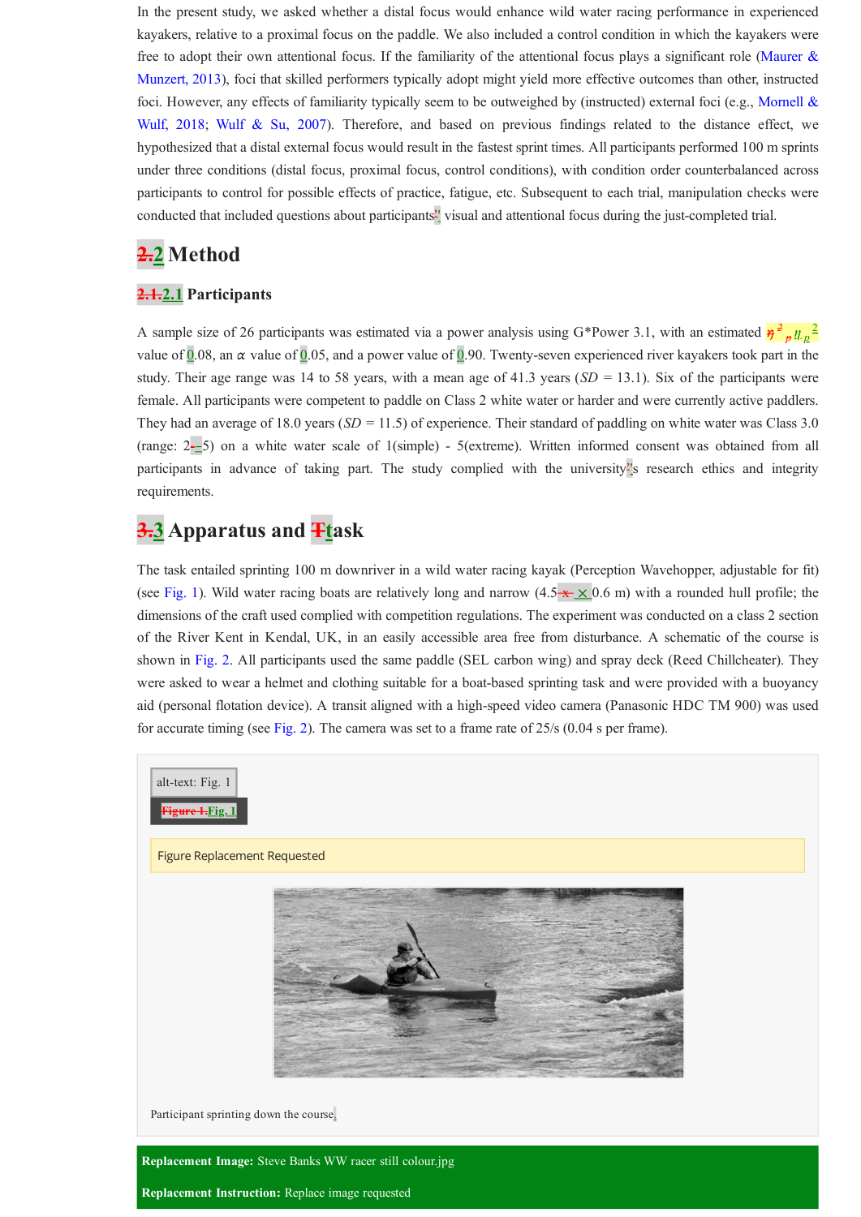In the present study, we asked whether a distal focus would enhance wild water racing performance in experienced kayakers, relative to a proximal focus on the paddle. We also included a control condition in which the kayakers were free to adopt their own attentional focus. If the familiarity of the attentional focus plays a significant role (Maurer & Munzert, 2013), foci that skilled performers typically adopt might yield more effective outcomes than other, instructed foci. However, any effects of familiarity typically seem to be outweighed by (instructed) external foci (e.g., Mornell & Wulf, 2018; Wulf & Su, 2007). Therefore, and based on previous findings related to the distance effect, we hypothesized that a distal external focus would result in the fastest sprint times. All participants performed 100 m sprints under three conditions (distal focus, proximal focus, control conditions), with condition order counterbalanced across participants to control for possible effects of practice, fatigue, etc. Subsequent to each trial, manipulation checks were conducted that included questions about participants' visual and attentional focus during the just-completed trial.

## 2 Method

### 2.1 Participants

A sample size of 26 participants was estimated via a power analysis using G*Power 3.1, with an estimated $\eta_p^2$ value of 0.08, an $\alpha$ value of 0.05, and a power value of 0.90. Twenty-seven experienced river kayakers took part in the study. Their age range was 14 to 58 years, with a mean age of 41.3 years (*SD* = 13.1). Six of the participants were female. All participants were competent to paddle on Class 2 white water or harder and were currently active paddlers. They had an average of 18.0 years (*SD* = 11.5) of experience. Their standard of paddling on white water was Class 3.0 (range: 2–5) on a white water scale of 1(simple) - 5(extreme). Written informed consent was obtained from all participants in advance of taking part. The study complied with the university's research ethics and integrity requirements.

## 3 Apparatus and task

The task entailed sprinting 100 m downriver in a wild water racing kayak (Perception Wavehopper, adjustable for fit) (see Fig. 1). Wild water racing boats are relatively long and narrow (4.5 × 0.6 m) with a rounded hull profile; the dimensions of the craft used complied with competition regulations. The experiment was conducted on a class 2 section of the River Kent in Kendal, UK, in an easily accessible area free from disturbance. A schematic of the course is shown in Fig. 2. All participants used the same paddle (SEL carbon wing) and spray deck (Reed Chillcheater). They were asked to wear a helmet and clothing suitable for a boat-based sprinting task and were provided with a buoyancy aid (personal flotation device). A transit aligned with a high-speed video camera (Panasonic HDC TM 900) was used for accurate timing (see Fig. 2). The camera was set to a frame rate of 25/s (0.04 s per frame).

alt-text: Fig. 1

Fig. 1

Figure Replacement Requested

Participant sprinting down the course.

**Replacement Image:** Steve Banks WW racer still colour.jpg

**Replacement Instruction:** Replace image requested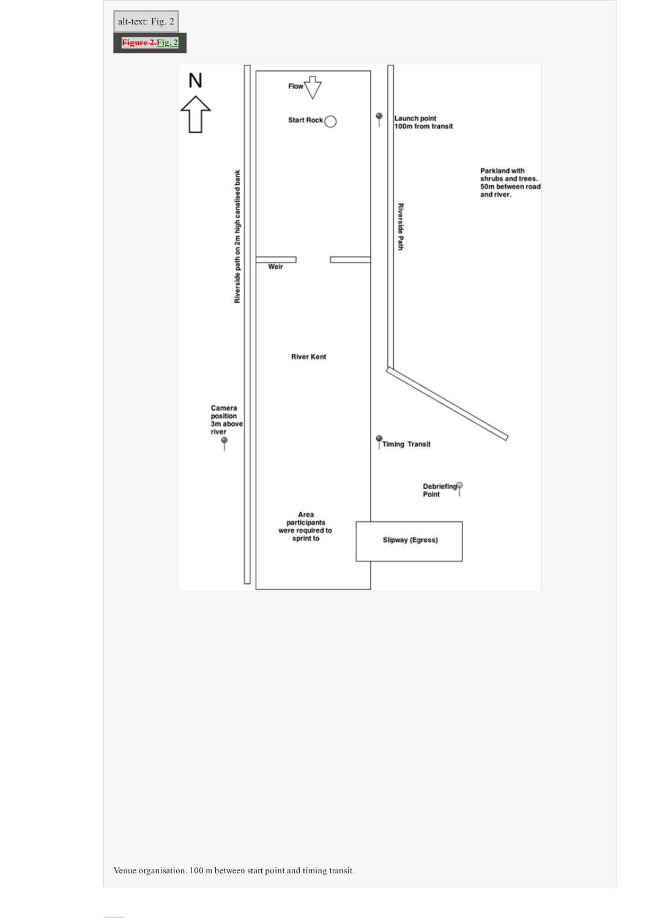alt-text: Fig. 2

~~Figure 2.~~Fig. 2

N

Flow

Start Rock

Launch point 100m from transit

Parkland with shrubs and trees. 50m between road and river.

Riverside path on 2m high canalised bank

Riverside Path

Weir

River Kent

Camera position 3m above river

Timing Transit

Debriefing Point

Area participants were required to sprint to

Slipway (Egress)

Venue organisation. 100 m between start point and timing transit.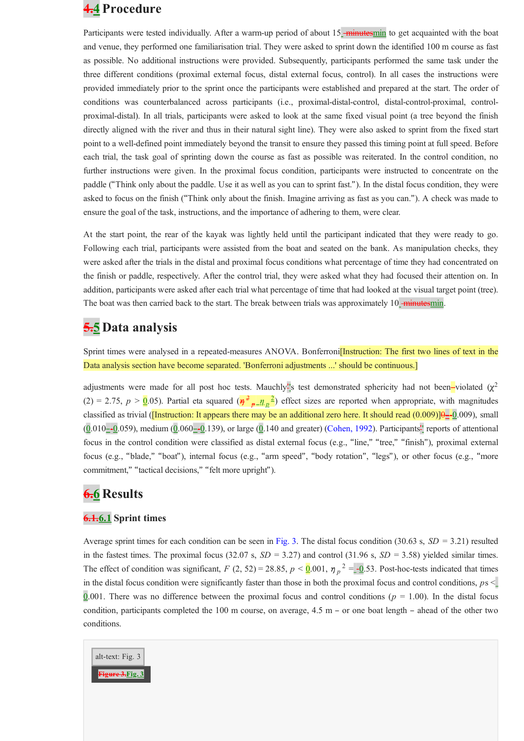## 4.4 Procedure

Participants were tested individually. After a warm-up period of about 15 min to get acquainted with the boat and venue, they performed one familiarisation trial. They were asked to sprint down the identified 100 m course as fast as possible. No additional instructions were provided. Subsequently, participants performed the same task under the three different conditions (proximal external focus, distal external focus, control). In all cases the instructions were provided immediately prior to the sprint once the participants were established and prepared at the start. The order of conditions was counterbalanced across participants (i.e., proximal-distal-control, distal-control-proximal, control-proximal-distal). In all trials, participants were asked to look at the same fixed visual point (a tree beyond the finish directly aligned with the river and thus in their natural sight line). They were also asked to sprint from the fixed start point to a well-defined point immediately beyond the transit to ensure they passed this timing point at full speed. Before each trial, the task goal of sprinting down the course as fast as possible was reiterated. In the control condition, no further instructions were given. In the proximal focus condition, participants were instructed to concentrate on the paddle ("Think only about the paddle. Use it as well as you can to sprint fast."). In the distal focus condition, they were asked to focus on the finish ("Think only about the finish. Imagine arriving as fast as you can."). A check was made to ensure the goal of the task, instructions, and the importance of adhering to them, were clear.

At the start point, the rear of the kayak was lightly held until the participant indicated that they were ready to go. Following each trial, participants were assisted from the boat and seated on the bank. As manipulation checks, they were asked after the trials in the distal and proximal focus conditions what percentage of time they had concentrated on the finish or paddle, respectively. After the control trial, they were asked what they had focused their attention on. In addition, participants were asked after each trial what percentage of time that had looked at the visual target point (tree). The boat was then carried back to the start. The break between trials was approximately 10 min.

## 5 Data analysis

Sprint times were analysed in a repeated-measures ANOVA. Bonferroni adjustments were made for all post hoc tests. Mauchly's test demonstrated sphericity had not been violated ($\chi^2$ (2) = 2.75, $p > 0.05$). Partial eta squared ($\eta_p^2$) effect sizes are reported when appropriate, with magnitudes classified as trivial (0–0.009), small (0.010–0.059), medium (0.060–0.139), or large (0.140 and greater) (Cohen, 1992). Participants' reports of attentional focus in the control condition were classified as distal external focus (e.g., "line," "tree," "finish"), proximal external focus (e.g., "blade," "boat"), internal focus (e.g., "arm speed", "body rotation", "legs"), or other focus (e.g., "more commitment," "tactical decisions," "felt more upright").

## 6 Results

### 6.1 Sprint times

Average sprint times for each condition can be seen in Fig. 3. The distal focus condition (30.63 s, $SD$ = 3.21) resulted in the fastest times. The proximal focus (32.07 s, $SD$ = 3.27) and control (31.96 s, $SD$ = 3.58) yielded similar times. The effect of condition was significant, $F$ (2, 52) = 28.85, $p < 0.001$, $\eta_p^2 = 0.53$. Post-hoc-tests indicated that times in the distal focus condition were significantly faster than those in both the proximal focus and control conditions, $ps < 0.001$. There was no difference between the proximal focus and control conditions ($p$ = 1.00). In the distal focus condition, participants completed the 100 m course, on average, 4.5 m – or one boat length – ahead of the other two conditions.

alt-text: Fig. 3

Fig. 3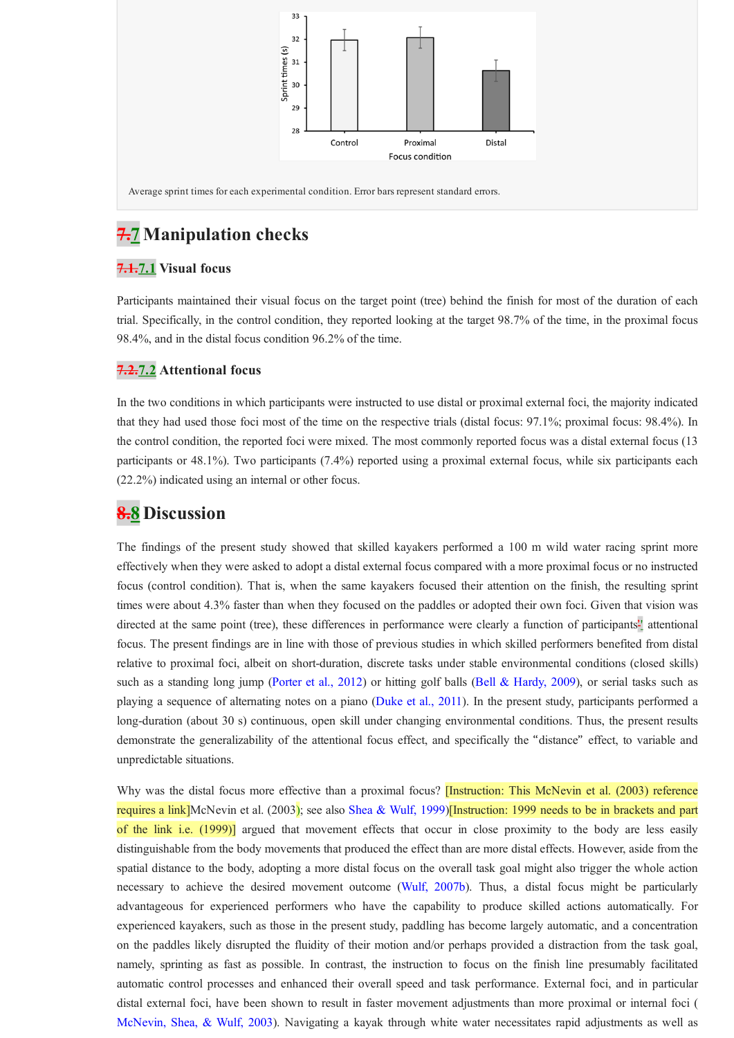Average sprint times for each experimental condition. Error bars represent standard errors.

## 7.7 Manipulation checks

### 7.1.7.1 Visual focus

Participants maintained their visual focus on the target point (tree) behind the finish for most of the duration of each trial. Specifically, in the control condition, they reported looking at the target 98.7% of the time, in the proximal focus 98.4%, and in the distal focus condition 96.2% of the time.

### 7.2.7.2 Attentional focus

In the two conditions in which participants were instructed to use distal or proximal external foci, the majority indicated that they had used those foci most of the time on the respective trials (distal focus: 97.1%; proximal focus: 98.4%). In the control condition, the reported foci were mixed. The most commonly reported focus was a distal external focus (13 participants or 48.1%). Two participants (7.4%) reported using a proximal external focus, while six participants each (22.2%) indicated using an internal or other focus.

## 8.8 Discussion

The findings of the present study showed that skilled kayakers performed a 100 m wild water racing sprint more effectively when they were asked to adopt a distal external focus compared with a more proximal focus or no instructed focus (control condition). That is, when the same kayakers focused their attention on the finish, the resulting sprint times were about 4.3% faster than when they focused on the paddles or adopted their own foci. Given that vision was directed at the same point (tree), these differences in performance were clearly a function of participants'' attentional focus. The present findings are in line with those of previous studies in which skilled performers benefited from distal relative to proximal foci, albeit on short-duration, discrete tasks under stable environmental conditions (closed skills) such as a standing long jump (Porter et al., 2012) or hitting golf balls (Bell & Hardy, 2009), or serial tasks such as playing a sequence of alternating notes on a piano (Duke et al., 2011). In the present study, participants performed a long-duration (about 30 s) continuous, open skill under changing environmental conditions. Thus, the present results demonstrate the generalizability of the attentional focus effect, and specifically the "distance" effect, to variable and unpredictable situations.

Why was the distal focus more effective than a proximal focus? [Instruction: This McNevin et al. (2003) reference requires a link]McNevin et al. (2003); see also Shea & Wulf, 1999)[Instruction: 1999 needs to be in brackets and part of the link i.e. (1999)] argued that movement effects that occur in close proximity to the body are less easily distinguishable from the body movements that produced the effect than are more distal effects. However, aside from the spatial distance to the body, adopting a more distal focus on the overall task goal might also trigger the whole action necessary to achieve the desired movement outcome (Wulf, 2007b). Thus, a distal focus might be particularly advantageous for experienced performers who have the capability to produce skilled actions automatically. For experienced kayakers, such as those in the present study, paddling has become largely automatic, and a concentration on the paddles likely disrupted the fluidity of their motion and/or perhaps provided a distraction from the task goal, namely, sprinting as fast as possible. In contrast, the instruction to focus on the finish line presumably facilitated automatic control processes and enhanced their overall speed and task performance. External foci, and in particular distal external foci, have been shown to result in faster movement adjustments than more proximal or internal foci (McNevin, Shea, & Wulf, 2003). Navigating a kayak through white water necessitates rapid adjustments as well as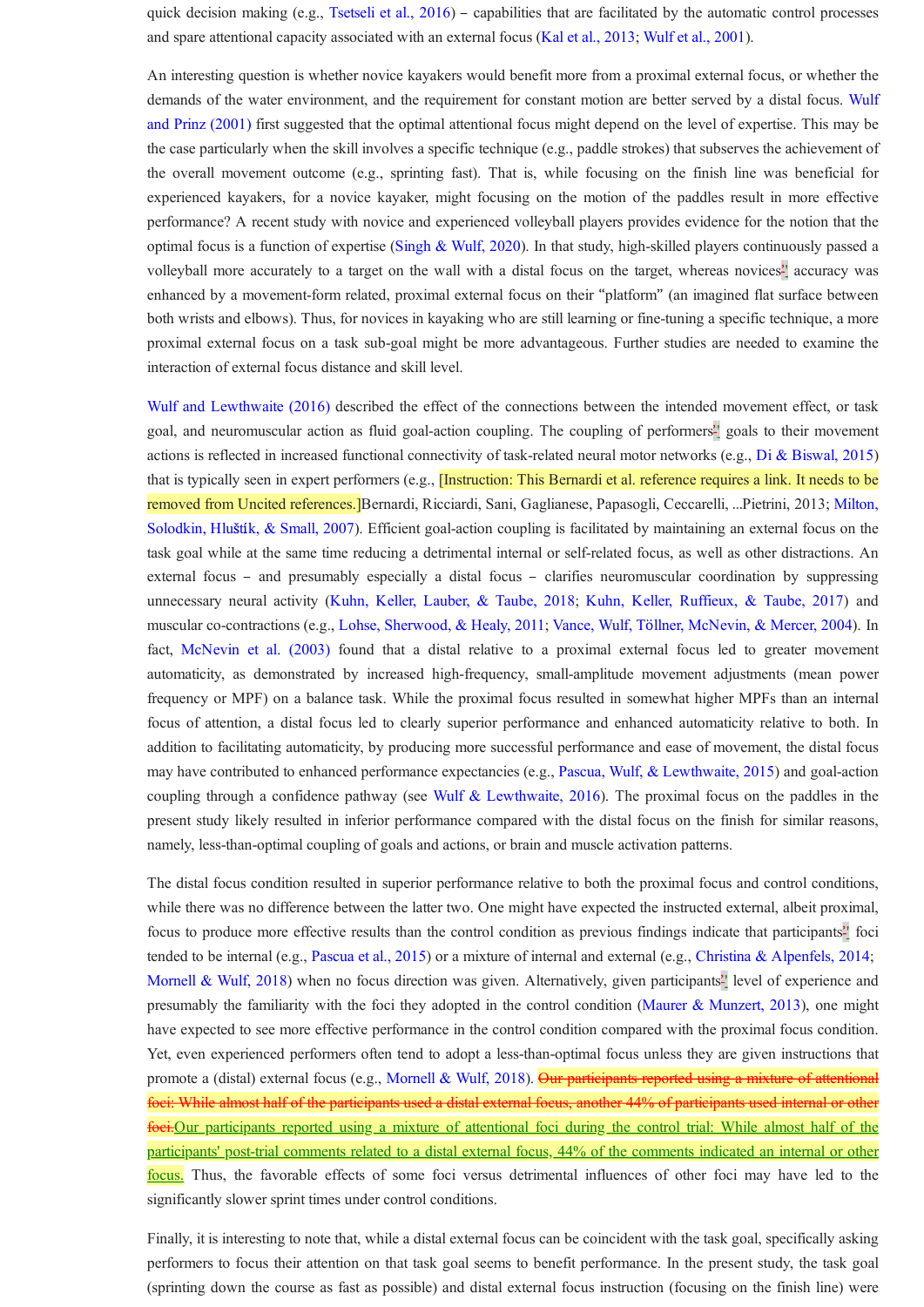quick decision making (e.g., Tsetseli et al., 2016) – capabilities that are facilitated by the automatic control processes and spare attentional capacity associated with an external focus (Kal et al., 2013; Wulf et al., 2001).

An interesting question is whether novice kayakers would benefit more from a proximal external focus, or whether the demands of the water environment, and the requirement for constant motion are better served by a distal focus. Wulf and Prinz (2001) first suggested that the optimal attentional focus might depend on the level of expertise. This may be the case particularly when the skill involves a specific technique (e.g., paddle strokes) that subserves the achievement of the overall movement outcome (e.g., sprinting fast). That is, while focusing on the finish line was beneficial for experienced kayakers, for a novice kayaker, might focusing on the motion of the paddles result in more effective performance? A recent study with novice and experienced volleyball players provides evidence for the notion that the optimal focus is a function of expertise (Singh & Wulf, 2020). In that study, high-skilled players continuously passed a volleyball more accurately to a target on the wall with a distal focus on the target, whereas novices' accuracy was enhanced by a movement-form related, proximal external focus on their "platform" (an imagined flat surface between both wrists and elbows). Thus, for novices in kayaking who are still learning or fine-tuning a specific technique, a more proximal external focus on a task sub-goal might be more advantageous. Further studies are needed to examine the interaction of external focus distance and skill level.

Wulf and Lewthwaite (2016) described the effect of the connections between the intended movement effect, or task goal, and neuromuscular action as fluid goal-action coupling. The coupling of performers' goals to their movement actions is reflected in increased functional connectivity of task-related neural motor networks (e.g., Di & Biswal, 2015) that is typically seen in expert performers (e.g., [Instruction: This Bernardi et al. reference requires a link. It needs to be removed from Uncited references.]Bernardi, Ricciardi, Sani, Gaglianese, Papasogli, Ceccarelli, ...Pietrini, 2013; Milton, Solodkin, Hlušťík, & Small, 2007). Efficient goal-action coupling is facilitated by maintaining an external focus on the task goal while at the same time reducing a detrimental internal or self-related focus, as well as other distractions. An external focus – and presumably especially a distal focus – clarifies neuromuscular coordination by suppressing unnecessary neural activity (Kuhn, Keller, Lauber, & Taube, 2018; Kuhn, Keller, Ruffieux, & Taube, 2017) and muscular co-contractions (e.g., Lohse, Sherwood, & Healy, 2011; Vance, Wulf, Töllner, McNevin, & Mercer, 2004). In fact, McNevin et al. (2003) found that a distal relative to a proximal external focus led to greater movement automaticity, as demonstrated by increased high-frequency, small-amplitude movement adjustments (mean power frequency or MPF) on a balance task. While the proximal focus resulted in somewhat higher MPFs than an internal focus of attention, a distal focus led to clearly superior performance and enhanced automaticity relative to both. In addition to facilitating automaticity, by producing more successful performance and ease of movement, the distal focus may have contributed to enhanced performance expectancies (e.g., Pascua, Wulf, & Lewthwaite, 2015) and goal-action coupling through a confidence pathway (see Wulf & Lewthwaite, 2016). The proximal focus on the paddles in the present study likely resulted in inferior performance compared with the distal focus on the finish for similar reasons, namely, less-than-optimal coupling of goals and actions, or brain and muscle activation patterns.

The distal focus condition resulted in superior performance relative to both the proximal focus and control conditions, while there was no difference between the latter two. One might have expected the instructed external, albeit proximal, focus to produce more effective results than the control condition as previous findings indicate that participants' foci tended to be internal (e.g., Pascua et al., 2015) or a mixture of internal and external (e.g., Christina & Alpenfels, 2014; Mornell & Wulf, 2018) when no focus direction was given. Alternatively, given participants' level of experience and presumably the familiarity with the foci they adopted in the control condition (Maurer & Munzert, 2013), one might have expected to see more effective performance in the control condition compared with the proximal focus condition. Yet, even experienced performers often tend to adopt a less-than-optimal focus unless they are given instructions that promote a (distal) external focus (e.g., Mornell & Wulf, 2018). ~~Our participants reported using a mixture of attentional foci: While almost half of the participants used a distal external focus, another 44% of participants used internal or other foci.~~Our participants reported using a mixture of attentional foci during the control trial: While almost half of the participants' post-trial comments related to a distal external focus, 44% of the comments indicated an internal or other focus. Thus, the favorable effects of some foci versus detrimental influences of other foci may have led to the significantly slower sprint times under control conditions.

Finally, it is interesting to note that, while a distal external focus can be coincident with the task goal, specifically asking performers to focus their attention on that task goal seems to benefit performance. In the present study, the task goal (sprinting down the course as fast as possible) and distal external focus instruction (focusing on the finish line) were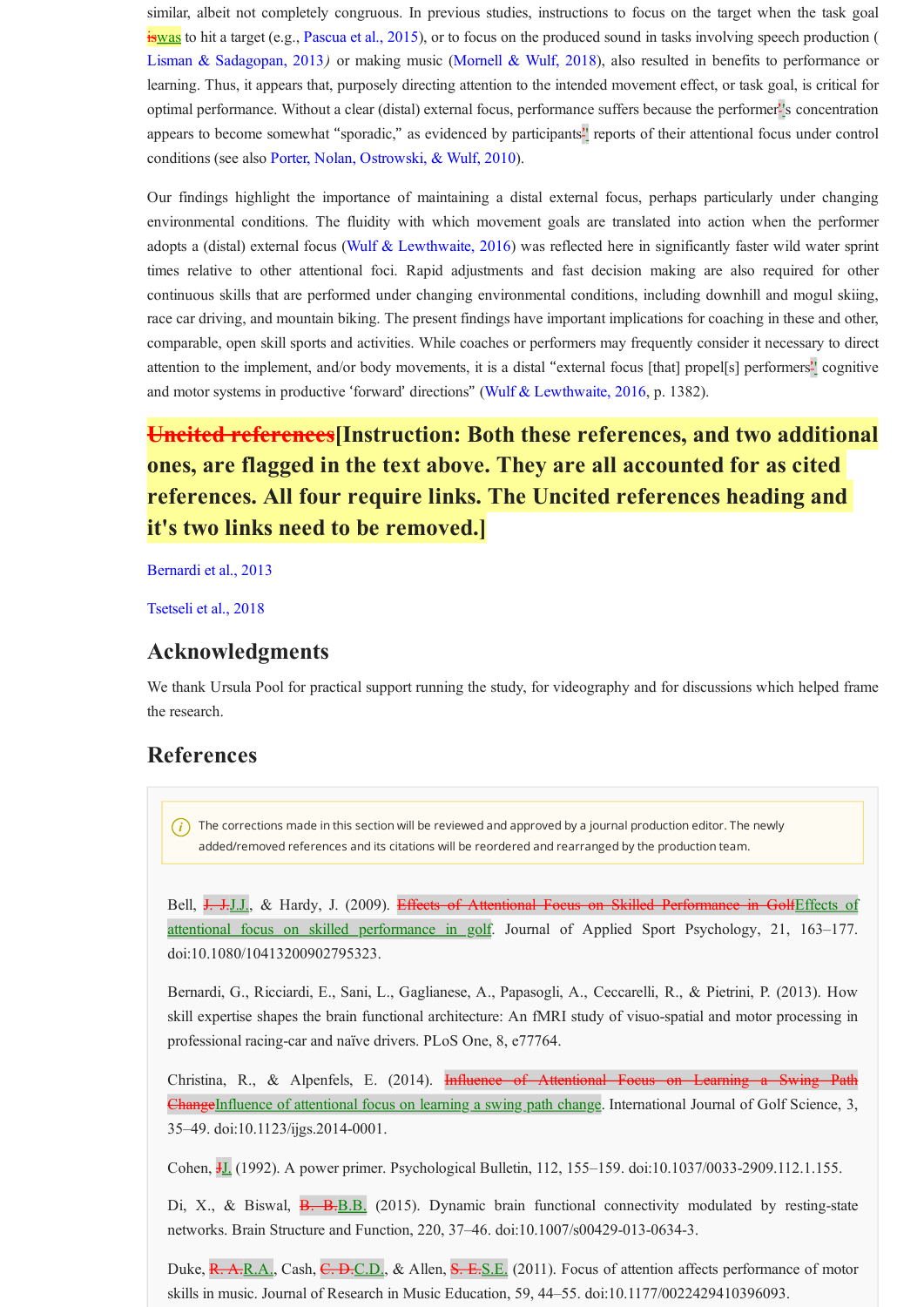similar, albeit not completely congruous. In previous studies, instructions to focus on the target when the task goal ~~is~~was to hit a target (e.g., Pascua et al., 2015), or to focus on the produced sound in tasks involving speech production (Lisman & Sadagopan, 2013) or making music (Mornell & Wulf, 2018), also resulted in benefits to performance or learning. Thus, it appears that, purposely directing attention to the intended movement effect, or task goal, is critical for optimal performance. Without a clear (distal) external focus, performance suffers because the performer's concentration appears to become somewhat "sporadic," as evidenced by participants' reports of their attentional focus under control conditions (see also Porter, Nolan, Ostrowski, & Wulf, 2010).

Our findings highlight the importance of maintaining a distal external focus, perhaps particularly under changing environmental conditions. The fluidity with which movement goals are translated into action when the performer adopts a (distal) external focus (Wulf & Lewthwaite, 2016) was reflected here in significantly faster wild water sprint times relative to other attentional foci. Rapid adjustments and fast decision making are also required for other continuous skills that are performed under changing environmental conditions, including downhill and mogul skiing, race car driving, and mountain biking. The present findings have important implications for coaching in these and other, comparable, open skill sports and activities. While coaches or performers may frequently consider it necessary to direct attention to the implement, and/or body movements, it is a distal "external focus [that] propel[s] performers' cognitive and motor systems in productive 'forward' directions" (Wulf & Lewthwaite, 2016, p. 1382).

## ~~Uncited references~~[Instruction: Both these references, and two additional ones, are flagged in the text above. They are all accounted for as cited references. All four require links. The Uncited references heading and it's two links need to be removed.]

Bernardi et al., 2013

Tsetseli et al., 2018

## Acknowledgments

We thank Ursula Pool for practical support running the study, for videography and for discussions which helped frame the research.

## References

The corrections made in this section will be reviewed and approved by a journal production editor. The newly added/removed references and its citations will be reordered and rearranged by the production team.

Bell, ~~J. J.~~J.J., & Hardy, J. (2009). ~~Effects of Attentional Focus on Skilled Performance in Golf~~Effects of attentional focus on skilled performance in golf. Journal of Applied Sport Psychology, 21, 163–177. doi:10.1080/10413200902795323.

Bernardi, G., Ricciardi, E., Sani, L., Gaglianese, A., Papasogli, A., Ceccarelli, R., & Pietrini, P. (2013). How skill expertise shapes the brain functional architecture: An fMRI study of visuo-spatial and motor processing in professional racing-car and naïve drivers. PLoS One, 8, e77764.

Christina, R., & Alpenfels, E. (2014). ~~Influence of Attentional Focus on Learning a Swing Path Change~~Influence of attentional focus on learning a swing path change. International Journal of Golf Science, 3, 35–49. doi:10.1123/ijgs.2014-0001.

Cohen, ~~J~~J. (1992). A power primer. Psychological Bulletin, 112, 155–159. doi:10.1037/0033-2909.112.1.155.

Di, X., & Biswal, ~~B. B.~~B.B. (2015). Dynamic brain functional connectivity modulated by resting-state networks. Brain Structure and Function, 220, 37–46. doi:10.1007/s00429-013-0634-3.

Duke, ~~R. A.~~R.A., Cash, ~~C. D.~~C.D., & Allen, ~~S. E.~~S.E. (2011). Focus of attention affects performance of motor skills in music. Journal of Research in Music Education, 59, 44–55. doi:10.1177/0022429410396093.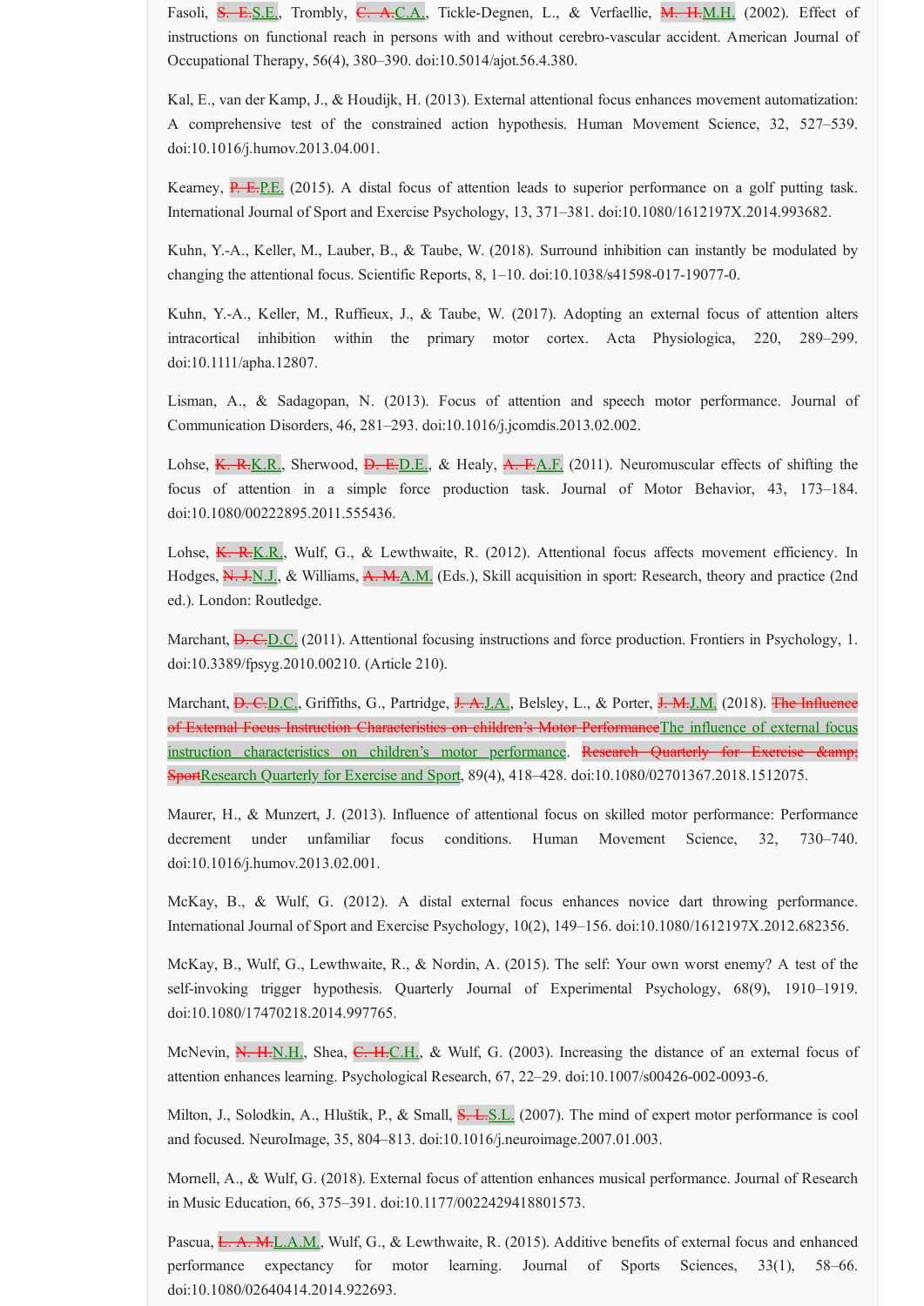Fasoli, ~~S. E.~~S.E., Trombly, ~~C. A.~~C.A., Tickle-Degnen, L., & Verfaellie, ~~M. H.~~M.H. (2002). Effect of instructions on functional reach in persons with and without cerebro-vascular accident. American Journal of Occupational Therapy, 56(4), 380–390. doi:10.5014/ajot.56.4.380.

Kal, E., van der Kamp, J., & Houdijk, H. (2013). External attentional focus enhances movement automatization: A comprehensive test of the constrained action hypothesis. Human Movement Science, 32, 527–539. doi:10.1016/j.humov.2013.04.001.

Kearney, ~~P. E.~~P.E. (2015). A distal focus of attention leads to superior performance on a golf putting task. International Journal of Sport and Exercise Psychology, 13, 371–381. doi:10.1080/1612197X.2014.993682.

Kuhn, Y.-A., Keller, M., Lauber, B., & Taube, W. (2018). Surround inhibition can instantly be modulated by changing the attentional focus. Scientific Reports, 8, 1–10. doi:10.1038/s41598-017-19077-0.

Kuhn, Y.-A., Keller, M., Ruffieux, J., & Taube, W. (2017). Adopting an external focus of attention alters intracortical inhibition within the primary motor cortex. Acta Physiologica, 220, 289–299. doi:10.1111/apha.12807.

Lisman, A., & Sadagopan, N. (2013). Focus of attention and speech motor performance. Journal of Communication Disorders, 46, 281–293. doi:10.1016/j.jcomdis.2013.02.002.

Lohse, ~~K. R.~~K.R., Sherwood, ~~D. E.~~D.E., & Healy, ~~A. F.~~A.F. (2011). Neuromuscular effects of shifting the focus of attention in a simple force production task. Journal of Motor Behavior, 43, 173–184. doi:10.1080/00222895.2011.555436.

Lohse, ~~K. R.~~K.R., Wulf, G., & Lewthwaite, R. (2012). Attentional focus affects movement efficiency. In Hodges, ~~N. J.~~N.J., & Williams, ~~A. M.~~A.M. (Eds.), Skill acquisition in sport: Research, theory and practice (2nd ed.). London: Routledge.

Marchant, ~~D. C.~~D.C. (2011). Attentional focusing instructions and force production. Frontiers in Psychology, 1. doi:10.3389/fpsyg.2010.00210. (Article 210).

Marchant, ~~D. C.~~D.C., Griffiths, G., Partridge, ~~J. A.~~J.A., Belsley, L., & Porter, ~~J. M.~~J.M. (2018). ~~The Influence of External Focus Instruction Characteristics on children's Motor Performance~~The influence of external focus instruction characteristics on children's motor performance. ~~Research Quarterly for Exercise &amp; Sport~~Research Quarterly for Exercise and Sport, 89(4), 418–428. doi:10.1080/02701367.2018.1512075.

Maurer, H., & Munzert, J. (2013). Influence of attentional focus on skilled motor performance: Performance decrement under unfamiliar focus conditions. Human Movement Science, 32, 730–740. doi:10.1016/j.humov.2013.02.001.

McKay, B., & Wulf, G. (2012). A distal external focus enhances novice dart throwing performance. International Journal of Sport and Exercise Psychology, 10(2), 149–156. doi:10.1080/1612197X.2012.682356.

McKay, B., Wulf, G., Lewthwaite, R., & Nordin, A. (2015). The self: Your own worst enemy? A test of the self-invoking trigger hypothesis. Quarterly Journal of Experimental Psychology, 68(9), 1910–1919. doi:10.1080/17470218.2014.997765.

McNevin, ~~N. H.~~N.H., Shea, ~~C. H.~~C.H., & Wulf, G. (2003). Increasing the distance of an external focus of attention enhances learning. Psychological Research, 67, 22–29. doi:10.1007/s00426-002-0093-6.

Milton, J., Solodkin, A., Hluštík, P., & Small, ~~S. L.~~S.L. (2007). The mind of expert motor performance is cool and focused. NeuroImage, 35, 804–813. doi:10.1016/j.neuroimage.2007.01.003.

Mornell, A., & Wulf, G. (2018). External focus of attention enhances musical performance. Journal of Research in Music Education, 66, 375–391. doi:10.1177/0022429418801573.

Pascua, ~~L. A. M.~~L.A.M., Wulf, G., & Lewthwaite, R. (2015). Additive benefits of external focus and enhanced performance expectancy for motor learning. Journal of Sports Sciences, 33(1), 58–66. doi:10.1080/02640414.2014.922693.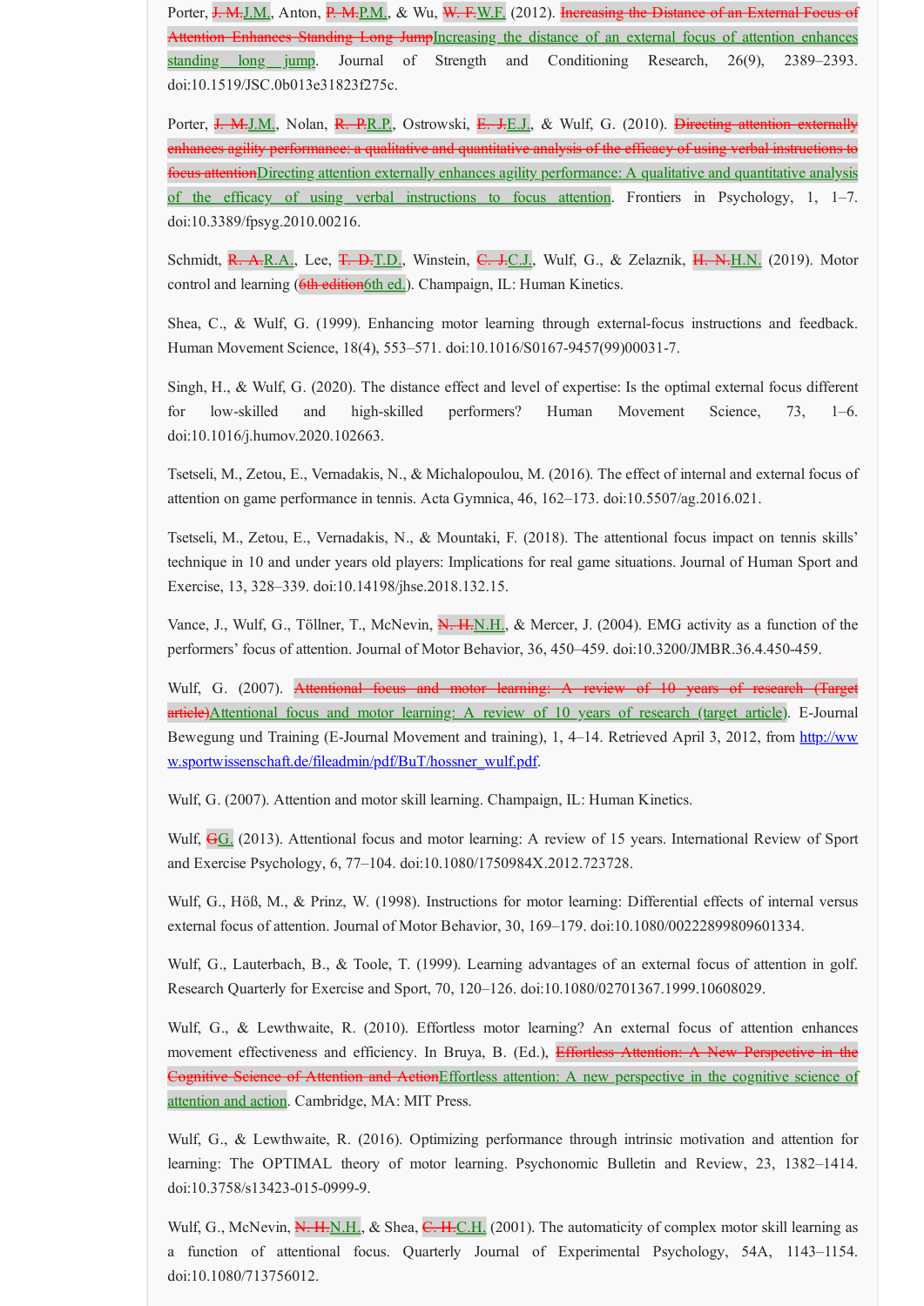Porter, ~~J. M.~~J.M., Anton, ~~P. M.~~P.M., & Wu, ~~W. F.~~W.F. (2012). ~~Increasing the Distance of an External Focus of Attention Enhances Standing Long Jump~~Increasing the distance of an external focus of attention enhances standing long jump. Journal of Strength and Conditioning Research, 26(9), 2389–2393. doi:10.1519/JSC.0b013e31823f275c.

Porter, ~~J. M.~~J.M., Nolan, ~~R. P.~~R.P., Ostrowski, ~~E. J.~~E.J., & Wulf, G. (2010). ~~Directing attention externally enhances agility performance: a qualitative and quantitative analysis of the efficacy of using verbal instructions to focus attention~~Directing attention externally enhances agility performance: A qualitative and quantitative analysis of the efficacy of using verbal instructions to focus attention. Frontiers in Psychology, 1, 1–7. doi:10.3389/fpsyg.2010.00216.

Schmidt, ~~R. A.~~R.A., Lee, ~~T. D.~~T.D., Winstein, ~~C. J.~~C.J., Wulf, G., & Zelaznik, ~~H. N.~~H.N. (2019). Motor control and learning (~~6th edition~~6th ed.). Champaign, IL: Human Kinetics.

Shea, C., & Wulf, G. (1999). Enhancing motor learning through external-focus instructions and feedback. Human Movement Science, 18(4), 553–571. doi:10.1016/S0167-9457(99)00031-7.

Singh, H., & Wulf, G. (2020). The distance effect and level of expertise: Is the optimal external focus different for low-skilled and high-skilled performers? Human Movement Science, 73, 1–6. doi:10.1016/j.humov.2020.102663.

Tsetseli, M., Zetou, E., Vernadakis, N., & Michalopoulou, M. (2016). The effect of internal and external focus of attention on game performance in tennis. Acta Gymnica, 46, 162–173. doi:10.5507/ag.2016.021.

Tsetseli, M., Zetou, E., Vernadakis, N., & Mountaki, F. (2018). The attentional focus impact on tennis skills' technique in 10 and under years old players: Implications for real game situations. Journal of Human Sport and Exercise, 13, 328–339. doi:10.14198/jhse.2018.132.15.

Vance, J., Wulf, G., Töllner, T., McNevin, ~~N. H.~~N.H., & Mercer, J. (2004). EMG activity as a function of the performers' focus of attention. Journal of Motor Behavior, 36, 450–459. doi:10.3200/JMBR.36.4.450-459.

Wulf, G. (2007). ~~Attentional focus and motor learning: A review of 10 years of research (Target article)~~Attentional focus and motor learning: A review of 10 years of research (target article). E-Journal Bewegung und Training (E-Journal Movement and training), 1, 4–14. Retrieved April 3, 2012, from http://www.sportwissenschaft.de/fileadmin/pdf/BuT/hossner_wulf.pdf.

Wulf, G. (2007). Attention and motor skill learning. Champaign, IL: Human Kinetics.

Wulf, ~~G~~G. (2013). Attentional focus and motor learning: A review of 15 years. International Review of Sport and Exercise Psychology, 6, 77–104. doi:10.1080/1750984X.2012.723728.

Wulf, G., Höß, M., & Prinz, W. (1998). Instructions for motor learning: Differential effects of internal versus external focus of attention. Journal of Motor Behavior, 30, 169–179. doi:10.1080/00222899809601334.

Wulf, G., Lauterbach, B., & Toole, T. (1999). Learning advantages of an external focus of attention in golf. Research Quarterly for Exercise and Sport, 70, 120–126. doi:10.1080/02701367.1999.10608029.

Wulf, G., & Lewthwaite, R. (2010). Effortless motor learning? An external focus of attention enhances movement effectiveness and efficiency. In Bruya, B. (Ed.), ~~Effortless Attention: A New Perspective in the Cognitive Science of Attention and Action~~Effortless attention: A new perspective in the cognitive science of attention and action. Cambridge, MA: MIT Press.

Wulf, G., & Lewthwaite, R. (2016). Optimizing performance through intrinsic motivation and attention for learning: The OPTIMAL theory of motor learning. Psychonomic Bulletin and Review, 23, 1382–1414. doi:10.3758/s13423-015-0999-9.

Wulf, G., McNevin, ~~N. H.~~N.H., & Shea, ~~C. H.~~C.H. (2001). The automaticity of complex motor skill learning as a function of attentional focus. Quarterly Journal of Experimental Psychology, 54A, 1143–1154. doi:10.1080/713756012.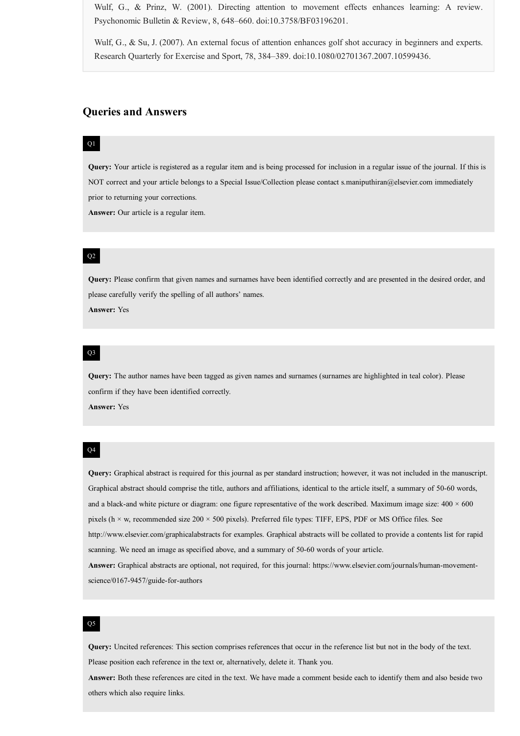Wulf, G., & Prinz, W. (2001). Directing attention to movement effects enhances learning: A review. Psychonomic Bulletin & Review, 8, 648–660. doi:10.3758/BF03196201.

Wulf, G., & Su, J. (2007). An external focus of attention enhances golf shot accuracy in beginners and experts. Research Quarterly for Exercise and Sport, 78, 384–389. doi:10.1080/02701367.2007.10599436.

## Queries and Answers

Q1

**Query:** Your article is registered as a regular item and is being processed for inclusion in a regular issue of the journal. If this is NOT correct and your article belongs to a Special Issue/Collection please contact s.maniputhiran@elsevier.com immediately prior to returning your corrections.

**Answer:** Our article is a regular item.

Q2

**Query:** Please confirm that given names and surnames have been identified correctly and are presented in the desired order, and please carefully verify the spelling of all authors' names.

**Answer:** Yes

Q3

**Query:** The author names have been tagged as given names and surnames (surnames are highlighted in teal color). Please confirm if they have been identified correctly.

**Answer:** Yes

Q4

**Query:** Graphical abstract is required for this journal as per standard instruction; however, it was not included in the manuscript. Graphical abstract should comprise the title, authors and affiliations, identical to the article itself, a summary of 50-60 words, and a black-and white picture or diagram: one figure representative of the work described. Maximum image size: 400 × 600 pixels (h × w, recommended size 200 × 500 pixels). Preferred file types: TIFF, EPS, PDF or MS Office files. See http://www.elsevier.com/graphicalabstracts for examples. Graphical abstracts will be collated to provide a contents list for rapid scanning. We need an image as specified above, and a summary of 50-60 words of your article.

**Answer:** Graphical abstracts are optional, not required, for this journal: https://www.elsevier.com/journals/human-movement-science/0167-9457/guide-for-authors

Q5

**Query:** Uncited references: This section comprises references that occur in the reference list but not in the body of the text. Please position each reference in the text or, alternatively, delete it. Thank you.

**Answer:** Both these references are cited in the text. We have made a comment beside each to identify them and also beside two others which also require links.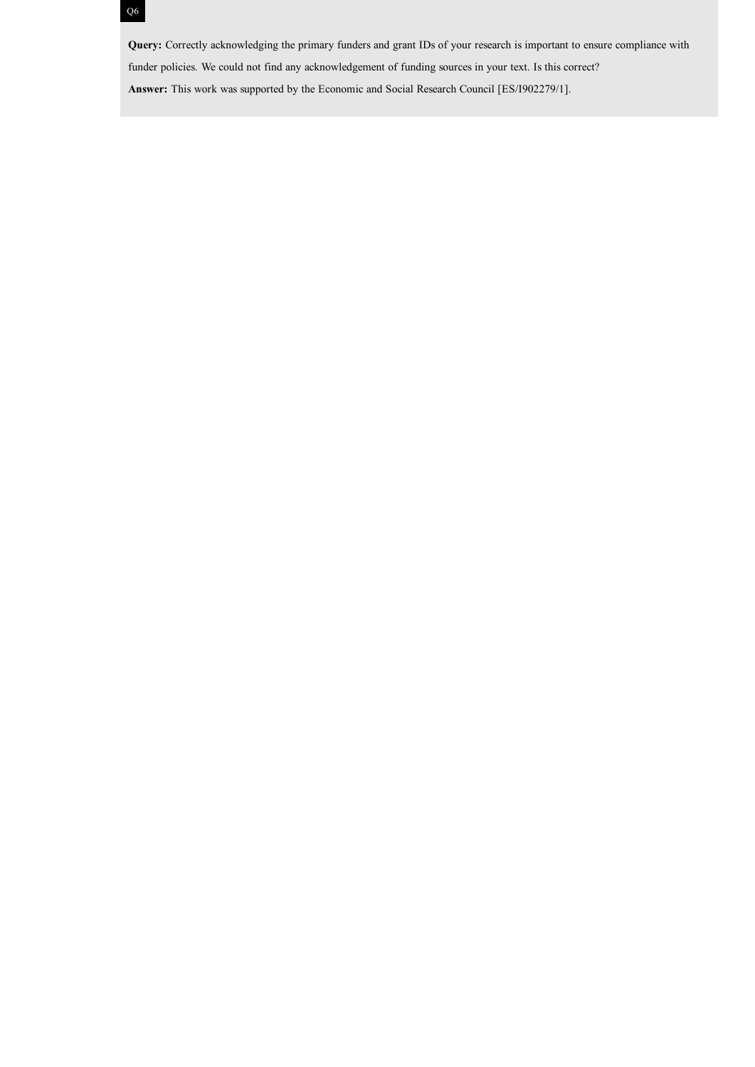Q6

**Query:** Correctly acknowledging the primary funders and grant IDs of your research is important to ensure compliance with funder policies. We could not find any acknowledgement of funding sources in your text. Is this correct?

**Answer:** This work was supported by the Economic and Social Research Council [ES/I902279/1].